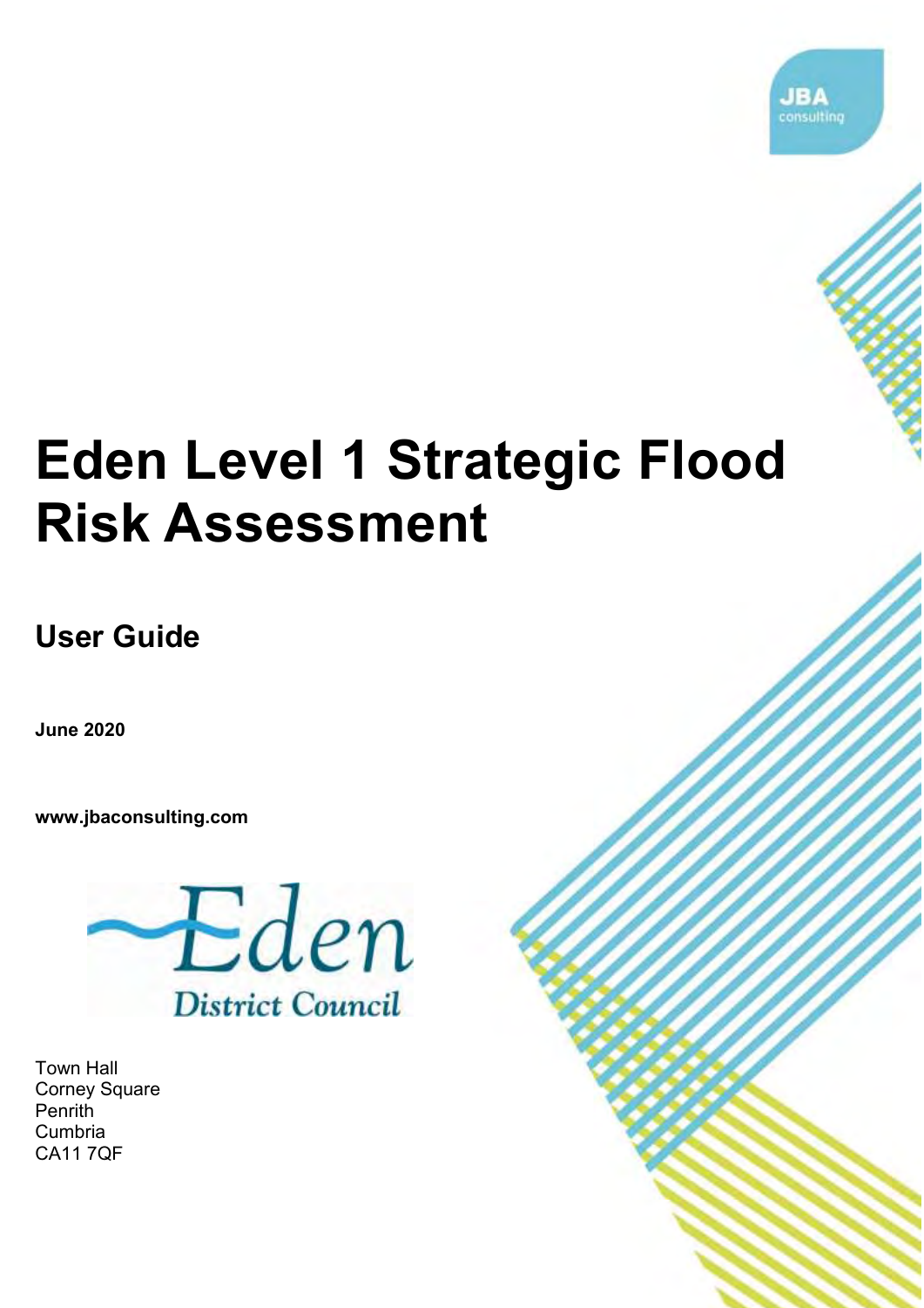JBA consulting

# Eden Level 1 Strategic Flood Risk Assessment

## User Guide

**June 2020**

**www.jbaconsulting.com**

Eden District Council

Town Hall
Corney Square
Penrith
Cumbria
CA11 7QF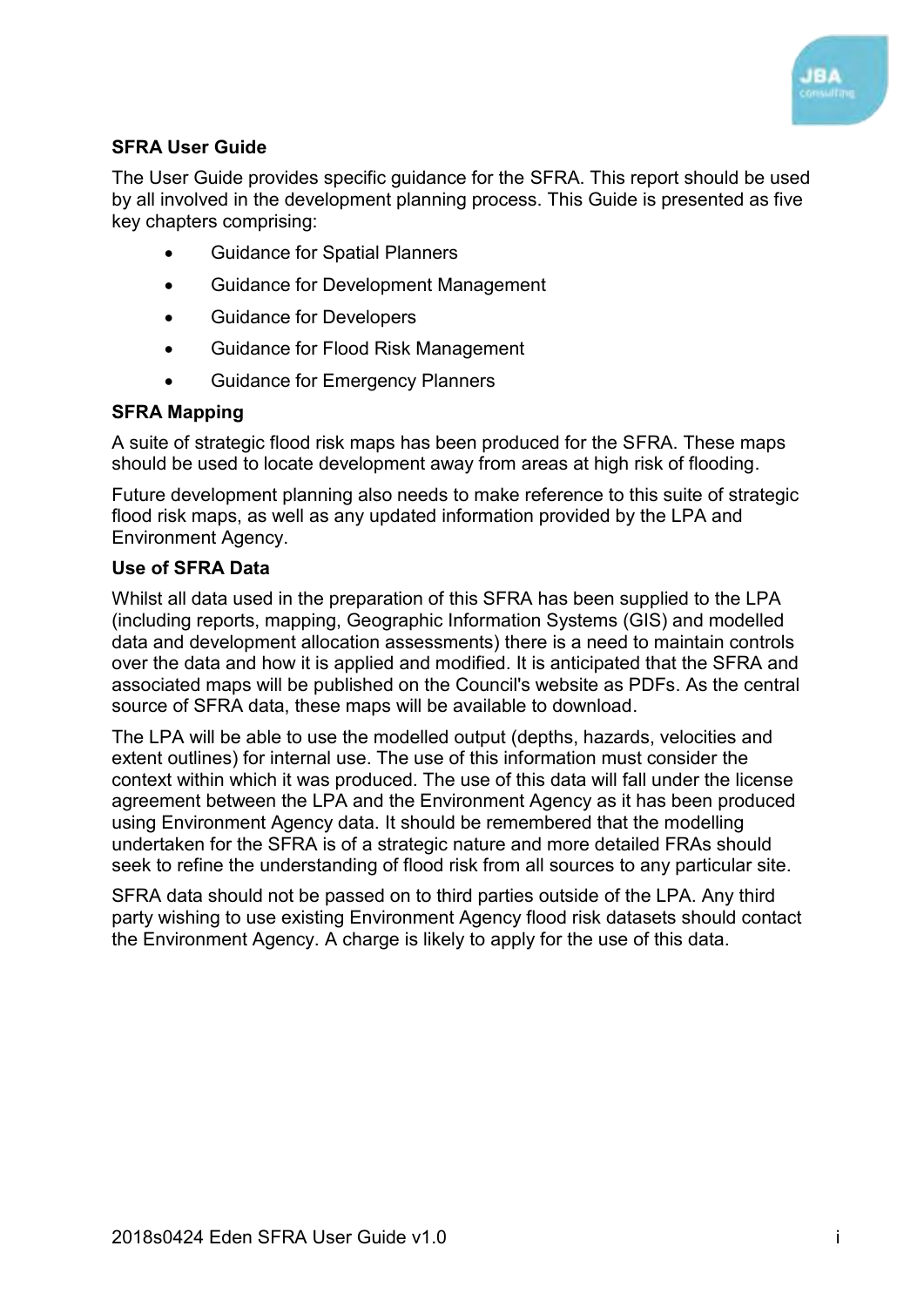**SFRA User Guide**

The User Guide provides specific guidance for the SFRA. This report should be used by all involved in the development planning process. This Guide is presented as five key chapters comprising:

- Guidance for Spatial Planners
- Guidance for Development Management
- Guidance for Developers
- Guidance for Flood Risk Management
- Guidance for Emergency Planners

**SFRA Mapping**

A suite of strategic flood risk maps has been produced for the SFRA. These maps should be used to locate development away from areas at high risk of flooding.

Future development planning also needs to make reference to this suite of strategic flood risk maps, as well as any updated information provided by the LPA and Environment Agency.

**Use of SFRA Data**

Whilst all data used in the preparation of this SFRA has been supplied to the LPA (including reports, mapping, Geographic Information Systems (GIS) and modelled data and development allocation assessments) there is a need to maintain controls over the data and how it is applied and modified. It is anticipated that the SFRA and associated maps will be published on the Council's website as PDFs. As the central source of SFRA data, these maps will be available to download.

The LPA will be able to use the modelled output (depths, hazards, velocities and extent outlines) for internal use. The use of this information must consider the context within which it was produced. The use of this data will fall under the license agreement between the LPA and the Environment Agency as it has been produced using Environment Agency data. It should be remembered that the modelling undertaken for the SFRA is of a strategic nature and more detailed FRAs should seek to refine the understanding of flood risk from all sources to any particular site.

SFRA data should not be passed on to third parties outside of the LPA. Any third party wishing to use existing Environment Agency flood risk datasets should contact the Environment Agency. A charge is likely to apply for the use of this data.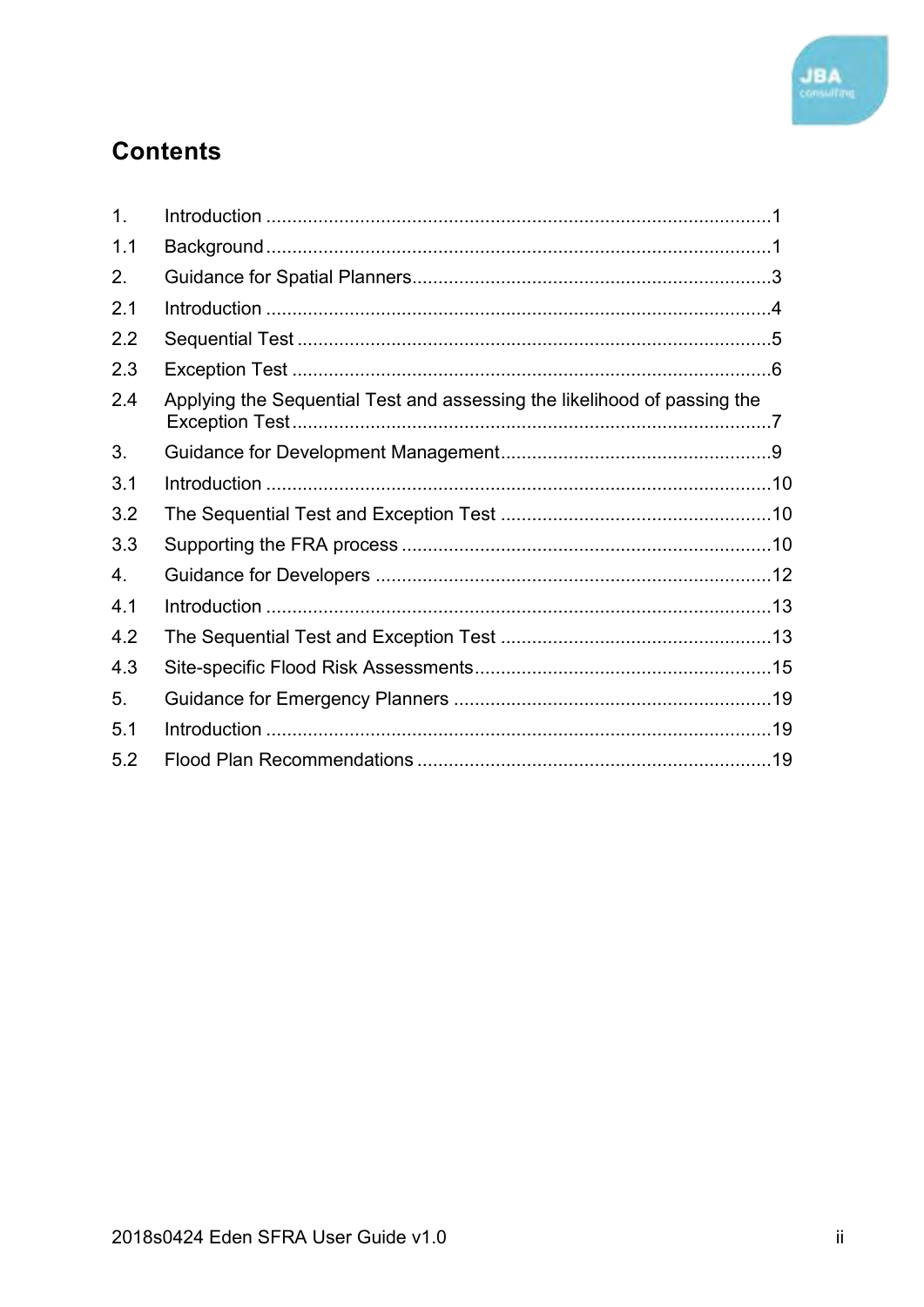# Contents

1. Introduction ...........................................................................................1
1.1 Background ...........................................................................................1
2. Guidance for Spatial Planners .............................................................3
2.1 Introduction ...........................................................................................4
2.2 Sequential Test ......................................................................................5
2.3 Exception Test .......................................................................................6
2.4 Applying the Sequential Test and assessing the likelihood of passing the Exception Test .......................................................................................7
3. Guidance for Development Management.............................................9
3.1 Introduction ...........................................................................................10
3.2 The Sequential Test and Exception Test .............................................10
3.3 Supporting the FRA process ................................................................10
4. Guidance for Developers .....................................................................12
4.1 Introduction ...........................................................................................13
4.2 The Sequential Test and Exception Test .............................................13
4.3 Site-specific Flood Risk Assessments..................................................15
5. Guidance for Emergency Planners ......................................................19
5.1 Introduction ...........................................................................................19
5.2 Flood Plan Recommendations .............................................................19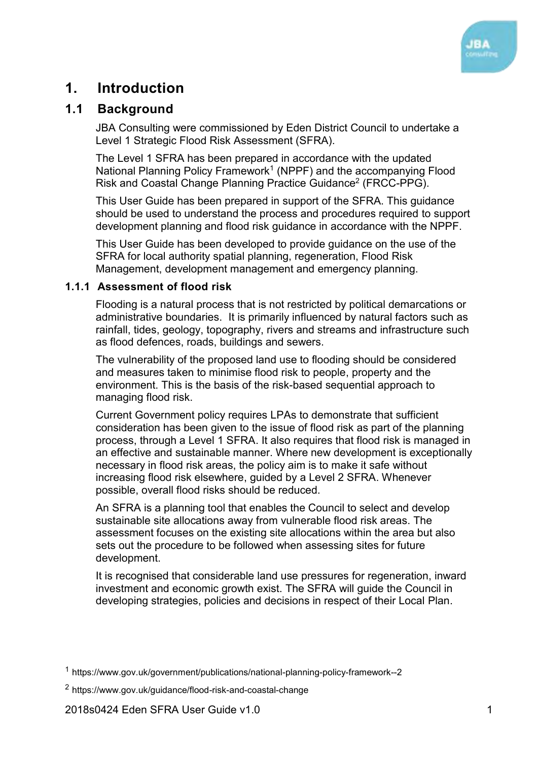# 1. Introduction

## 1.1 Background

JBA Consulting were commissioned by Eden District Council to undertake a Level 1 Strategic Flood Risk Assessment (SFRA).

The Level 1 SFRA has been prepared in accordance with the updated National Planning Policy Framework[1] (NPPF) and the accompanying Flood Risk and Coastal Change Planning Practice Guidance[2] (FRCC-PPG).

This User Guide has been prepared in support of the SFRA. This guidance should be used to understand the process and procedures required to support development planning and flood risk guidance in accordance with the NPPF.

This User Guide has been developed to provide guidance on the use of the SFRA for local authority spatial planning, regeneration, Flood Risk Management, development management and emergency planning.

### 1.1.1 Assessment of flood risk

Flooding is a natural process that is not restricted by political demarcations or administrative boundaries. It is primarily influenced by natural factors such as rainfall, tides, geology, topography, rivers and streams and infrastructure such as flood defences, roads, buildings and sewers.

The vulnerability of the proposed land use to flooding should be considered and measures taken to minimise flood risk to people, property and the environment. This is the basis of the risk-based sequential approach to managing flood risk.

Current Government policy requires LPAs to demonstrate that sufficient consideration has been given to the issue of flood risk as part of the planning process, through a Level 1 SFRA. It also requires that flood risk is managed in an effective and sustainable manner. Where new development is exceptionally necessary in flood risk areas, the policy aim is to make it safe without increasing flood risk elsewhere, guided by a Level 2 SFRA. Whenever possible, overall flood risks should be reduced.

An SFRA is a planning tool that enables the Council to select and develop sustainable site allocations away from vulnerable flood risk areas. The assessment focuses on the existing site allocations within the area but also sets out the procedure to be followed when assessing sites for future development.

It is recognised that considerable land use pressures for regeneration, inward investment and economic growth exist. The SFRA will guide the Council in developing strategies, policies and decisions in respect of their Local Plan.

[1] https://www.gov.uk/government/publications/national-planning-policy-framework--2

[2] https://www.gov.uk/guidance/flood-risk-and-coastal-change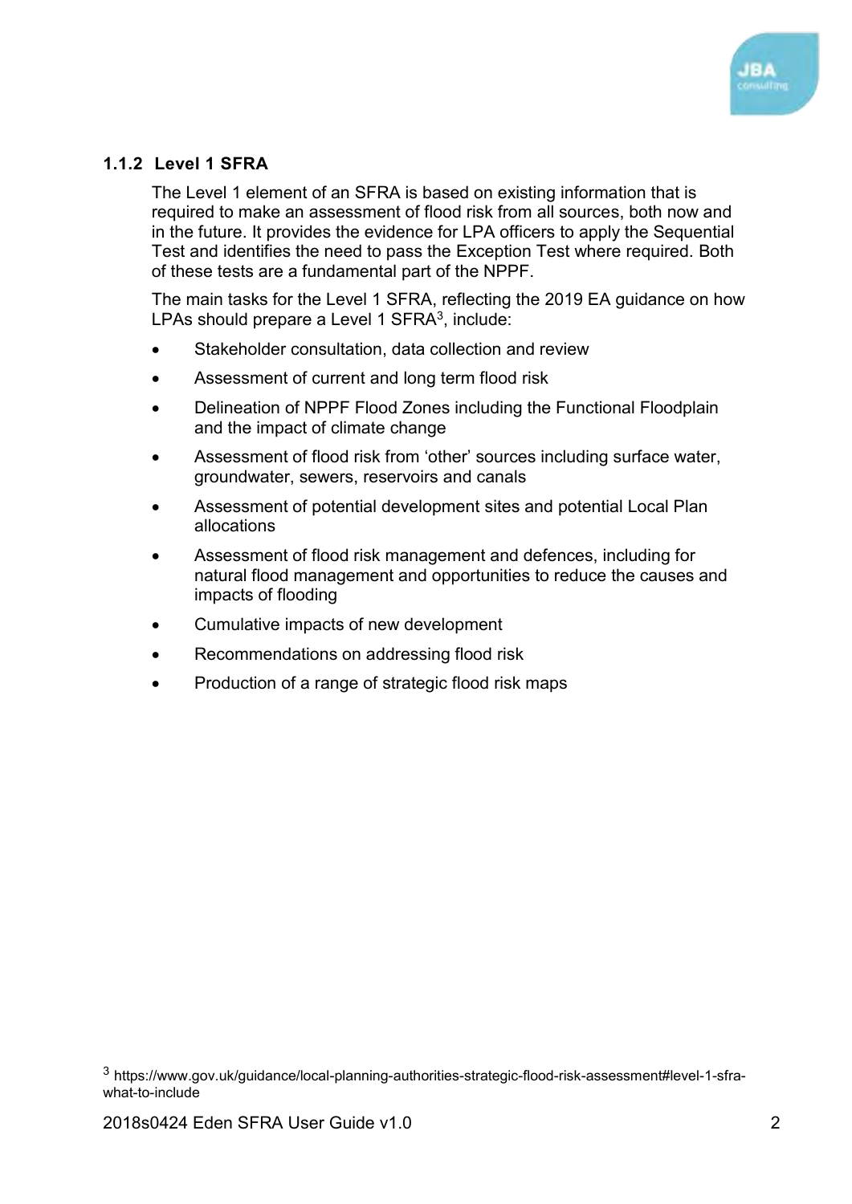### 1.1.2 Level 1 SFRA

The Level 1 element of an SFRA is based on existing information that is required to make an assessment of flood risk from all sources, both now and in the future. It provides the evidence for LPA officers to apply the Sequential Test and identifies the need to pass the Exception Test where required. Both of these tests are a fundamental part of the NPPF.

The main tasks for the Level 1 SFRA, reflecting the 2019 EA guidance on how LPAs should prepare a Level 1 SFRA[3], include:

- Stakeholder consultation, data collection and review
- Assessment of current and long term flood risk
- Delineation of NPPF Flood Zones including the Functional Floodplain and the impact of climate change
- Assessment of flood risk from 'other' sources including surface water, groundwater, sewers, reservoirs and canals
- Assessment of potential development sites and potential Local Plan allocations
- Assessment of flood risk management and defences, including for natural flood management and opportunities to reduce the causes and impacts of flooding
- Cumulative impacts of new development
- Recommendations on addressing flood risk
- Production of a range of strategic flood risk maps

[3] https://www.gov.uk/guidance/local-planning-authorities-strategic-flood-risk-assessment#level-1-sfra-what-to-include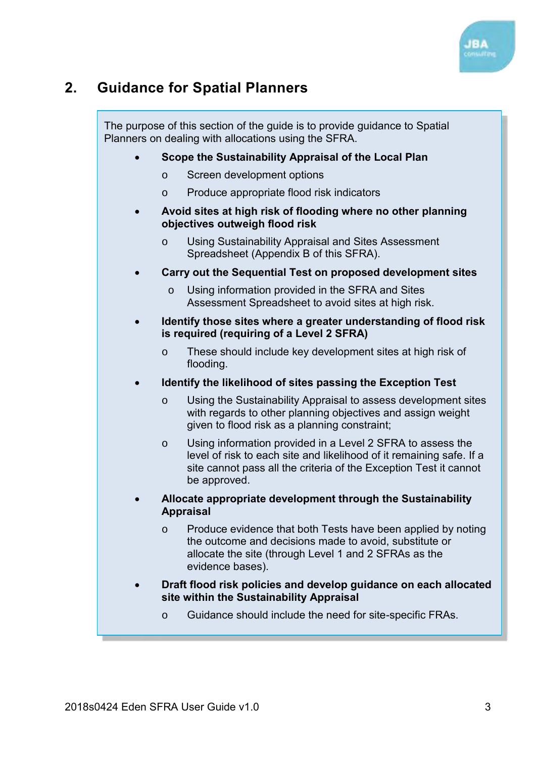## 2. Guidance for Spatial Planners

The purpose of this section of the guide is to provide guidance to Spatial Planners on dealing with allocations using the SFRA.

- **Scope the Sustainability Appraisal of the Local Plan**
  - Screen development options
  - Produce appropriate flood risk indicators
- **Avoid sites at high risk of flooding where no other planning objectives outweigh flood risk**
  - Using Sustainability Appraisal and Sites Assessment Spreadsheet (Appendix B of this SFRA).
- **Carry out the Sequential Test on proposed development sites**
  - Using information provided in the SFRA and Sites Assessment Spreadsheet to avoid sites at high risk.
- **Identify those sites where a greater understanding of flood risk is required (requiring of a Level 2 SFRA)**
  - These should include key development sites at high risk of flooding.
- **Identify the likelihood of sites passing the Exception Test**
  - Using the Sustainability Appraisal to assess development sites with regards to other planning objectives and assign weight given to flood risk as a planning constraint;
  - Using information provided in a Level 2 SFRA to assess the level of risk to each site and likelihood of it remaining safe. If a site cannot pass all the criteria of the Exception Test it cannot be approved.
- **Allocate appropriate development through the Sustainability Appraisal**
  - Produce evidence that both Tests have been applied by noting the outcome and decisions made to avoid, substitute or allocate the site (through Level 1 and 2 SFRAs as the evidence bases).
- **Draft flood risk policies and develop guidance on each allocated site within the Sustainability Appraisal**
  - Guidance should include the need for site-specific FRAs.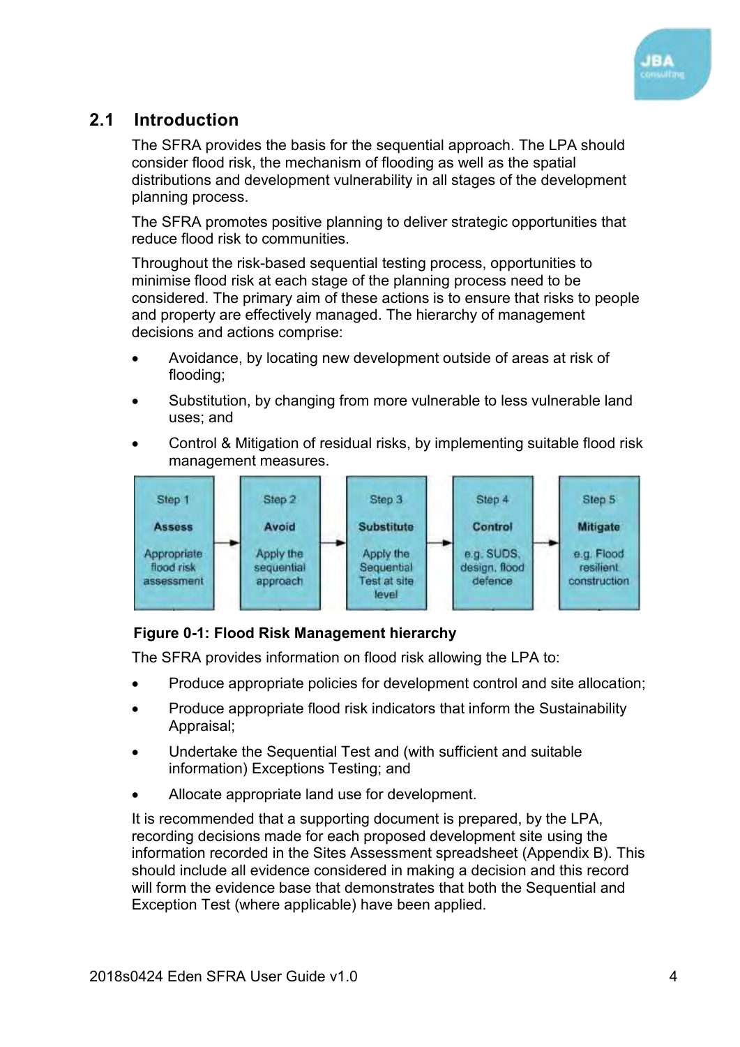## 2.1 Introduction

The SFRA provides the basis for the sequential approach. The LPA should consider flood risk, the mechanism of flooding as well as the spatial distributions and development vulnerability in all stages of the development planning process.

The SFRA promotes positive planning to deliver strategic opportunities that reduce flood risk to communities.

Throughout the risk-based sequential testing process, opportunities to minimise flood risk at each stage of the planning process need to be considered. The primary aim of these actions is to ensure that risks to people and property are effectively managed. The hierarchy of management decisions and actions comprise:

- Avoidance, by locating new development outside of areas at risk of flooding;
- Substitution, by changing from more vulnerable to less vulnerable land uses; and
- Control & Mitigation of residual risks, by implementing suitable flood risk management measures.

| Step 1 | Step 2 | Step 3 | Step 4 | Step 5 |
|---|---|---|---|---|
| **Assess** | **Avoid** | **Substitute** | **Control** | **Mitigate** |
| Appropriate flood risk assessment | Apply the sequential approach | Apply the Sequential Test at site level | e.g. SUDS, design, flood defence | e.g. Flood resilient construction |

**Figure 0-1: Flood Risk Management hierarchy**

The SFRA provides information on flood risk allowing the LPA to:

- Produce appropriate policies for development control and site allocation;
- Produce appropriate flood risk indicators that inform the Sustainability Appraisal;
- Undertake the Sequential Test and (with sufficient and suitable information) Exceptions Testing; and
- Allocate appropriate land use for development.

It is recommended that a supporting document is prepared, by the LPA, recording decisions made for each proposed development site using the information recorded in the Sites Assessment spreadsheet (Appendix B). This should include all evidence considered in making a decision and this record will form the evidence base that demonstrates that both the Sequential and Exception Test (where applicable) have been applied.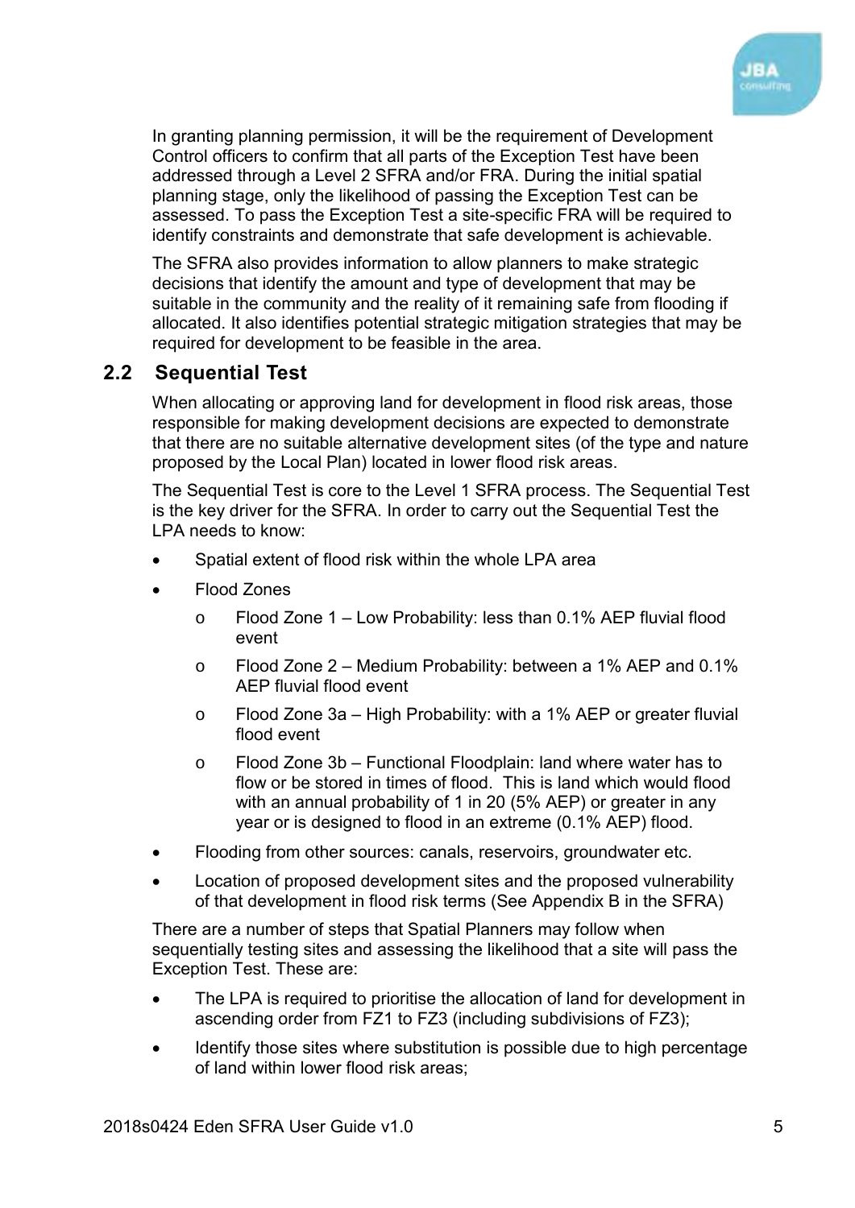In granting planning permission, it will be the requirement of Development Control officers to confirm that all parts of the Exception Test have been addressed through a Level 2 SFRA and/or FRA. During the initial spatial planning stage, only the likelihood of passing the Exception Test can be assessed. To pass the Exception Test a site-specific FRA will be required to identify constraints and demonstrate that safe development is achievable.

The SFRA also provides information to allow planners to make strategic decisions that identify the amount and type of development that may be suitable in the community and the reality of it remaining safe from flooding if allocated. It also identifies potential strategic mitigation strategies that may be required for development to be feasible in the area.

## 2.2 Sequential Test

When allocating or approving land for development in flood risk areas, those responsible for making development decisions are expected to demonstrate that there are no suitable alternative development sites (of the type and nature proposed by the Local Plan) located in lower flood risk areas.

The Sequential Test is core to the Level 1 SFRA process. The Sequential Test is the key driver for the SFRA. In order to carry out the Sequential Test the LPA needs to know:

- Spatial extent of flood risk within the whole LPA area
- Flood Zones
    - Flood Zone 1 – Low Probability: less than 0.1% AEP fluvial flood event
    - Flood Zone 2 – Medium Probability: between a 1% AEP and 0.1% AEP fluvial flood event
    - Flood Zone 3a – High Probability: with a 1% AEP or greater fluvial flood event
    - Flood Zone 3b – Functional Floodplain: land where water has to flow or be stored in times of flood. This is land which would flood with an annual probability of 1 in 20 (5% AEP) or greater in any year or is designed to flood in an extreme (0.1% AEP) flood.
- Flooding from other sources: canals, reservoirs, groundwater etc.
- Location of proposed development sites and the proposed vulnerability of that development in flood risk terms (See Appendix B in the SFRA)

There are a number of steps that Spatial Planners may follow when sequentially testing sites and assessing the likelihood that a site will pass the Exception Test. These are:

- The LPA is required to prioritise the allocation of land for development in ascending order from FZ1 to FZ3 (including subdivisions of FZ3);
- Identify those sites where substitution is possible due to high percentage of land within lower flood risk areas;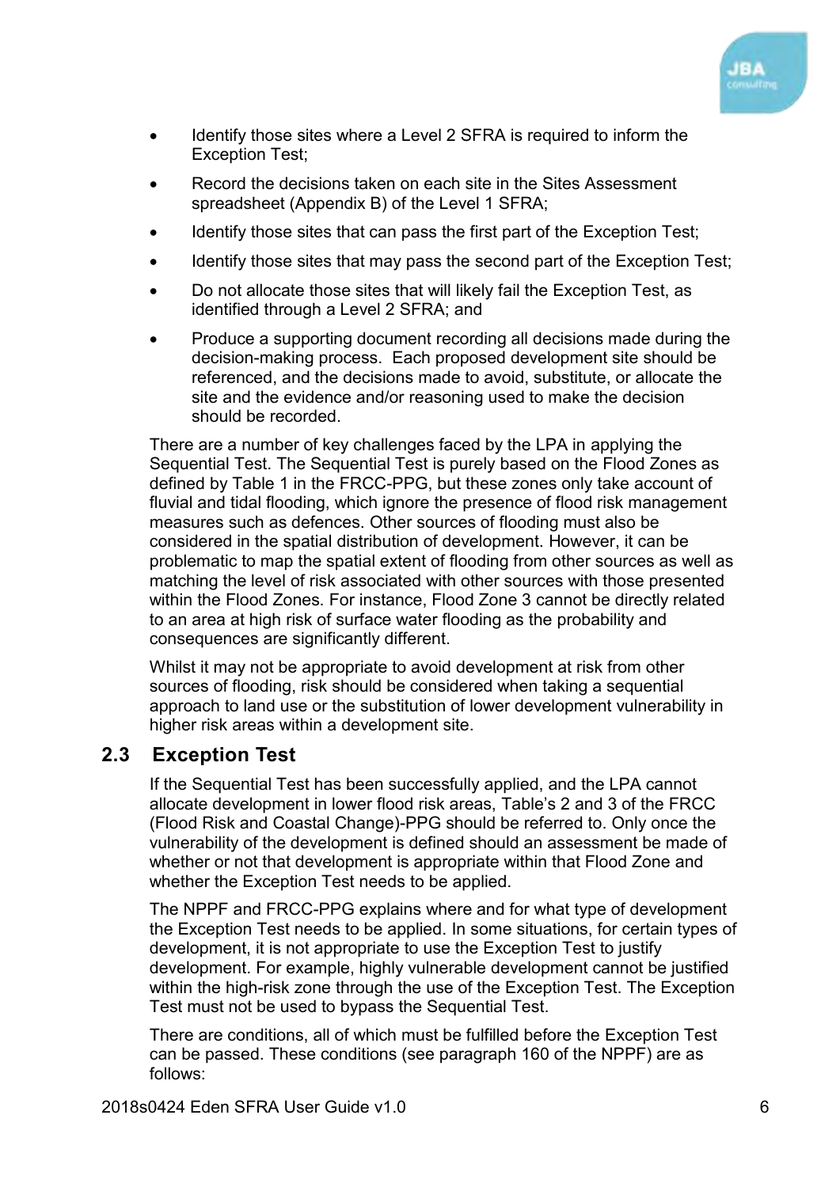- Identify those sites where a Level 2 SFRA is required to inform the Exception Test;
- Record the decisions taken on each site in the Sites Assessment spreadsheet (Appendix B) of the Level 1 SFRA;
- Identify those sites that can pass the first part of the Exception Test;
- Identify those sites that may pass the second part of the Exception Test;
- Do not allocate those sites that will likely fail the Exception Test, as identified through a Level 2 SFRA; and
- Produce a supporting document recording all decisions made during the decision-making process. Each proposed development site should be referenced, and the decisions made to avoid, substitute, or allocate the site and the evidence and/or reasoning used to make the decision should be recorded.

There are a number of key challenges faced by the LPA in applying the Sequential Test. The Sequential Test is purely based on the Flood Zones as defined by Table 1 in the FRCC-PPG, but these zones only take account of fluvial and tidal flooding, which ignore the presence of flood risk management measures such as defences. Other sources of flooding must also be considered in the spatial distribution of development. However, it can be problematic to map the spatial extent of flooding from other sources as well as matching the level of risk associated with other sources with those presented within the Flood Zones. For instance, Flood Zone 3 cannot be directly related to an area at high risk of surface water flooding as the probability and consequences are significantly different.

Whilst it may not be appropriate to avoid development at risk from other sources of flooding, risk should be considered when taking a sequential approach to land use or the substitution of lower development vulnerability in higher risk areas within a development site.

## 2.3 Exception Test

If the Sequential Test has been successfully applied, and the LPA cannot allocate development in lower flood risk areas, Table's 2 and 3 of the FRCC (Flood Risk and Coastal Change)-PPG should be referred to. Only once the vulnerability of the development is defined should an assessment be made of whether or not that development is appropriate within that Flood Zone and whether the Exception Test needs to be applied.

The NPPF and FRCC-PPG explains where and for what type of development the Exception Test needs to be applied. In some situations, for certain types of development, it is not appropriate to use the Exception Test to justify development. For example, highly vulnerable development cannot be justified within the high-risk zone through the use of the Exception Test. The Exception Test must not be used to bypass the Sequential Test.

There are conditions, all of which must be fulfilled before the Exception Test can be passed. These conditions (see paragraph 160 of the NPPF) are as follows: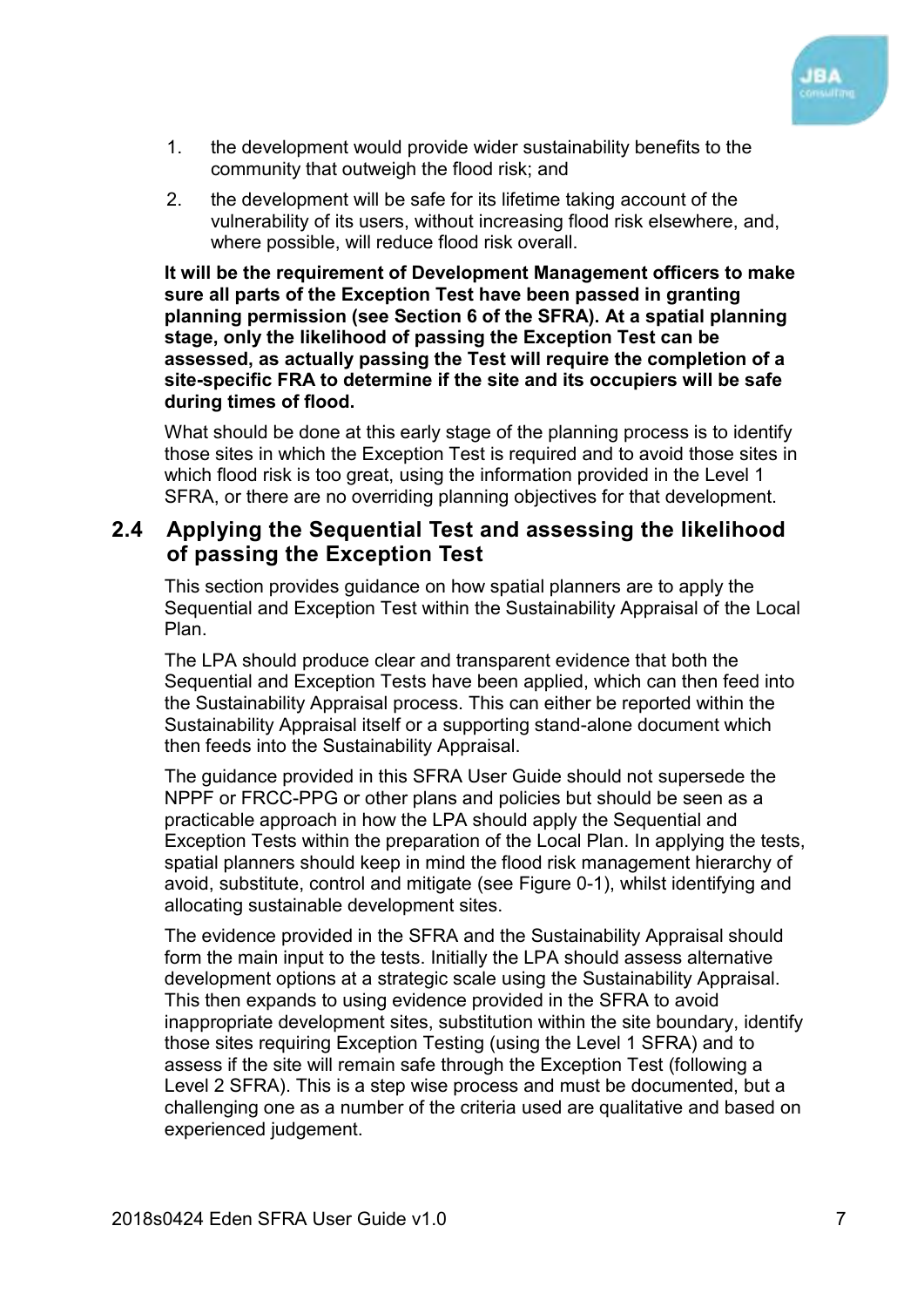1. the development would provide wider sustainability benefits to the community that outweigh the flood risk; and
2. the development will be safe for its lifetime taking account of the vulnerability of its users, without increasing flood risk elsewhere, and, where possible, will reduce flood risk overall.

**It will be the requirement of Development Management officers to make sure all parts of the Exception Test have been passed in granting planning permission (see Section 6 of the SFRA). At a spatial planning stage, only the likelihood of passing the Exception Test can be assessed, as actually passing the Test will require the completion of a site-specific FRA to determine if the site and its occupiers will be safe during times of flood.**

What should be done at this early stage of the planning process is to identify those sites in which the Exception Test is required and to avoid those sites in which flood risk is too great, using the information provided in the Level 1 SFRA, or there are no overriding planning objectives for that development.

## 2.4 Applying the Sequential Test and assessing the likelihood of passing the Exception Test

This section provides guidance on how spatial planners are to apply the Sequential and Exception Test within the Sustainability Appraisal of the Local Plan.

The LPA should produce clear and transparent evidence that both the Sequential and Exception Tests have been applied, which can then feed into the Sustainability Appraisal process. This can either be reported within the Sustainability Appraisal itself or a supporting stand-alone document which then feeds into the Sustainability Appraisal.

The guidance provided in this SFRA User Guide should not supersede the NPPF or FRCC-PPG or other plans and policies but should be seen as a practicable approach in how the LPA should apply the Sequential and Exception Tests within the preparation of the Local Plan. In applying the tests, spatial planners should keep in mind the flood risk management hierarchy of avoid, substitute, control and mitigate (see Figure 0-1), whilst identifying and allocating sustainable development sites.

The evidence provided in the SFRA and the Sustainability Appraisal should form the main input to the tests. Initially the LPA should assess alternative development options at a strategic scale using the Sustainability Appraisal. This then expands to using evidence provided in the SFRA to avoid inappropriate development sites, substitution within the site boundary, identify those sites requiring Exception Testing (using the Level 1 SFRA) and to assess if the site will remain safe through the Exception Test (following a Level 2 SFRA). This is a step wise process and must be documented, but a challenging one as a number of the criteria used are qualitative and based on experienced judgement.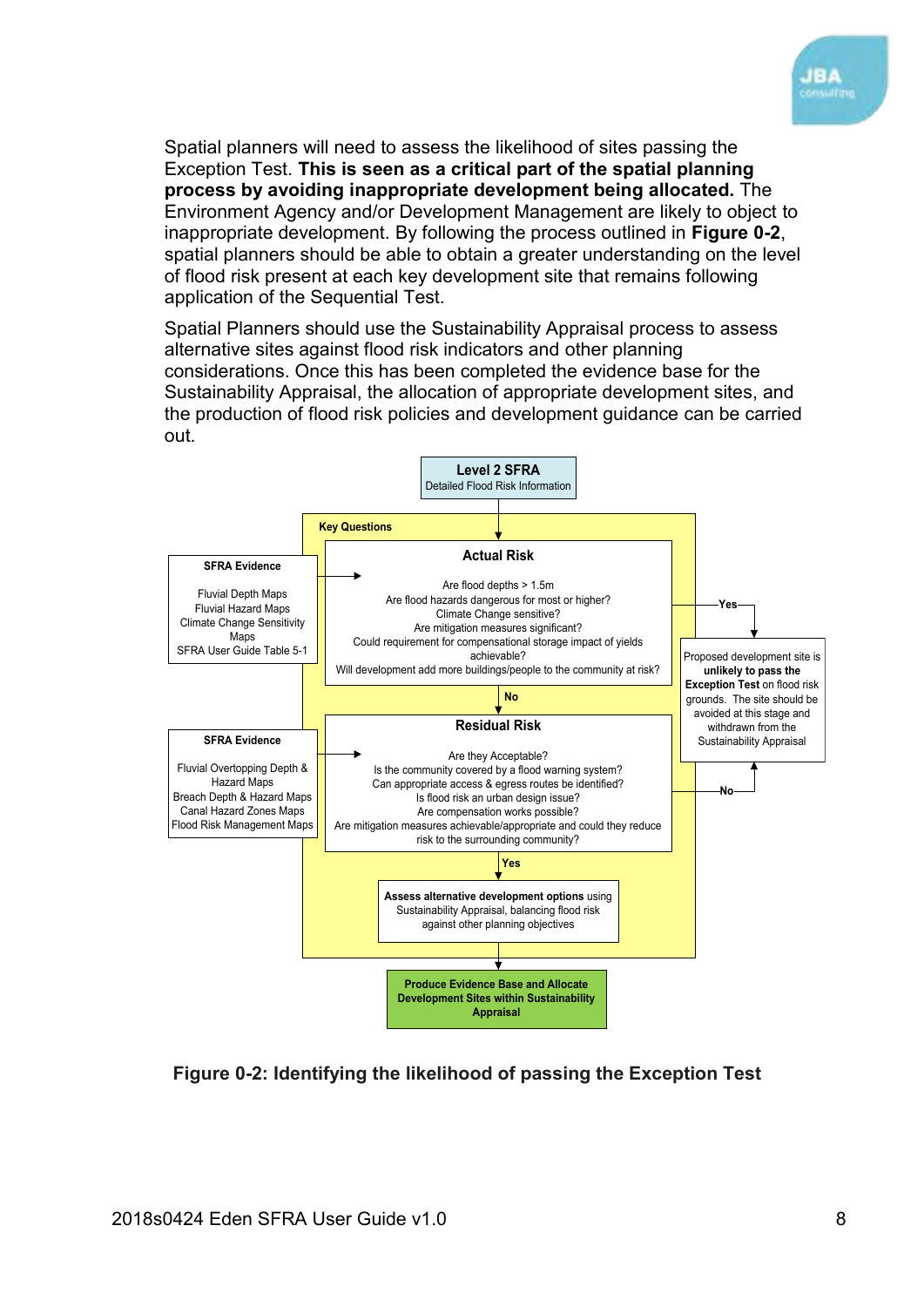Spatial planners will need to assess the likelihood of sites passing the Exception Test. **This is seen as a critical part of the spatial planning process by avoiding inappropriate development being allocated.** The Environment Agency and/or Development Management are likely to object to inappropriate development. By following the process outlined in **Figure 0-2**, spatial planners should be able to obtain a greater understanding on the level of flood risk present at each key development site that remains following application of the Sequential Test.

Spatial Planners should use the Sustainability Appraisal process to assess alternative sites against flood risk indicators and other planning considerations. Once this has been completed the evidence base for the Sustainability Appraisal, the allocation of appropriate development sites, and the production of flood risk policies and development guidance can be carried out.

**Level 2 SFRA**
Detailed Flood Risk Information

**Key Questions**

**SFRA Evidence**

Fluvial Depth Maps
Fluvial Hazard Maps
Climate Change Sensitivity Maps
SFRA User Guide Table 5-1

**Actual Risk**

Are flood depths > 1.5m
Are flood hazards dangerous for most or higher?
Climate Change sensitive?
Are mitigation measures significant?
Could requirement for compensational storage impact of yields achievable?
Will development add more buildings/people to the community at risk?

Yes → Proposed development site is **unlikely to pass the Exception Test** on flood risk grounds. The site should be avoided at this stage and withdrawn from the Sustainability Appraisal

No ↓

**SFRA Evidence**

Fluvial Overtopping Depth & Hazard Maps
Breach Depth & Hazard Maps
Canal Hazard Zones Maps
Flood Risk Management Maps

**Residual Risk**

Are they Acceptable?
Is the community covered by a flood warning system?
Can appropriate access & egress routes be identified?
Is flood risk an urban design issue?
Are compensation works possible?
Are mitigation measures achievable/appropriate and could they reduce risk to the surrounding community?

No → Proposed development site is unlikely to pass the Exception Test

Yes ↓

**Assess alternative development options** using Sustainability Appraisal, balancing flood risk against other planning objectives

↓

**Produce Evidence Base and Allocate Development Sites within Sustainability Appraisal**

**Figure 0-2: Identifying the likelihood of passing the Exception Test**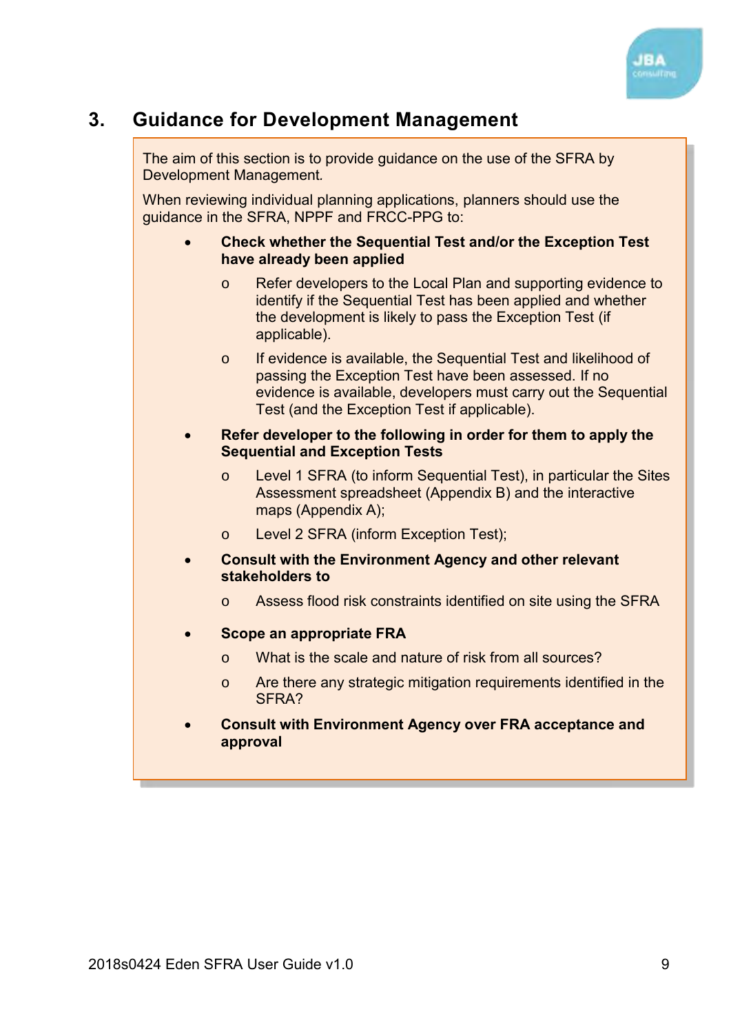# 3. Guidance for Development Management

The aim of this section is to provide guidance on the use of the SFRA by Development Management.

When reviewing individual planning applications, planners should use the guidance in the SFRA, NPPF and FRCC-PPG to:

- **Check whether the Sequential Test and/or the Exception Test have already been applied**
  - Refer developers to the Local Plan and supporting evidence to identify if the Sequential Test has been applied and whether the development is likely to pass the Exception Test (if applicable).
  - If evidence is available, the Sequential Test and likelihood of passing the Exception Test have been assessed. If no evidence is available, developers must carry out the Sequential Test (and the Exception Test if applicable).
- **Refer developer to the following in order for them to apply the Sequential and Exception Tests**
  - Level 1 SFRA (to inform Sequential Test), in particular the Sites Assessment spreadsheet (Appendix B) and the interactive maps (Appendix A);
  - Level 2 SFRA (inform Exception Test);
- **Consult with the Environment Agency and other relevant stakeholders to**
  - Assess flood risk constraints identified on site using the SFRA
- **Scope an appropriate FRA**
  - What is the scale and nature of risk from all sources?
  - Are there any strategic mitigation requirements identified in the SFRA?
- **Consult with Environment Agency over FRA acceptance and approval**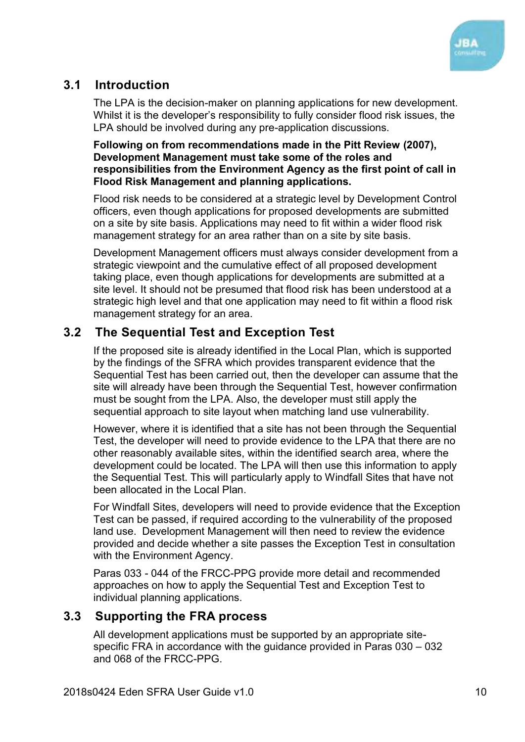## 3.1 Introduction

The LPA is the decision-maker on planning applications for new development. Whilst it is the developer's responsibility to fully consider flood risk issues, the LPA should be involved during any pre-application discussions.

**Following on from recommendations made in the Pitt Review (2007), Development Management must take some of the roles and responsibilities from the Environment Agency as the first point of call in Flood Risk Management and planning applications.**

Flood risk needs to be considered at a strategic level by Development Control officers, even though applications for proposed developments are submitted on a site by site basis. Applications may need to fit within a wider flood risk management strategy for an area rather than on a site by site basis.

Development Management officers must always consider development from a strategic viewpoint and the cumulative effect of all proposed development taking place, even though applications for developments are submitted at a site level. It should not be presumed that flood risk has been understood at a strategic high level and that one application may need to fit within a flood risk management strategy for an area.

## 3.2 The Sequential Test and Exception Test

If the proposed site is already identified in the Local Plan, which is supported by the findings of the SFRA which provides transparent evidence that the Sequential Test has been carried out, then the developer can assume that the site will already have been through the Sequential Test, however confirmation must be sought from the LPA. Also, the developer must still apply the sequential approach to site layout when matching land use vulnerability.

However, where it is identified that a site has not been through the Sequential Test, the developer will need to provide evidence to the LPA that there are no other reasonably available sites, within the identified search area, where the development could be located. The LPA will then use this information to apply the Sequential Test. This will particularly apply to Windfall Sites that have not been allocated in the Local Plan.

For Windfall Sites, developers will need to provide evidence that the Exception Test can be passed, if required according to the vulnerability of the proposed land use. Development Management will then need to review the evidence provided and decide whether a site passes the Exception Test in consultation with the Environment Agency.

Paras 033 - 044 of the FRCC-PPG provide more detail and recommended approaches on how to apply the Sequential Test and Exception Test to individual planning applications.

## 3.3 Supporting the FRA process

All development applications must be supported by an appropriate site-specific FRA in accordance with the guidance provided in Paras 030 – 032 and 068 of the FRCC-PPG.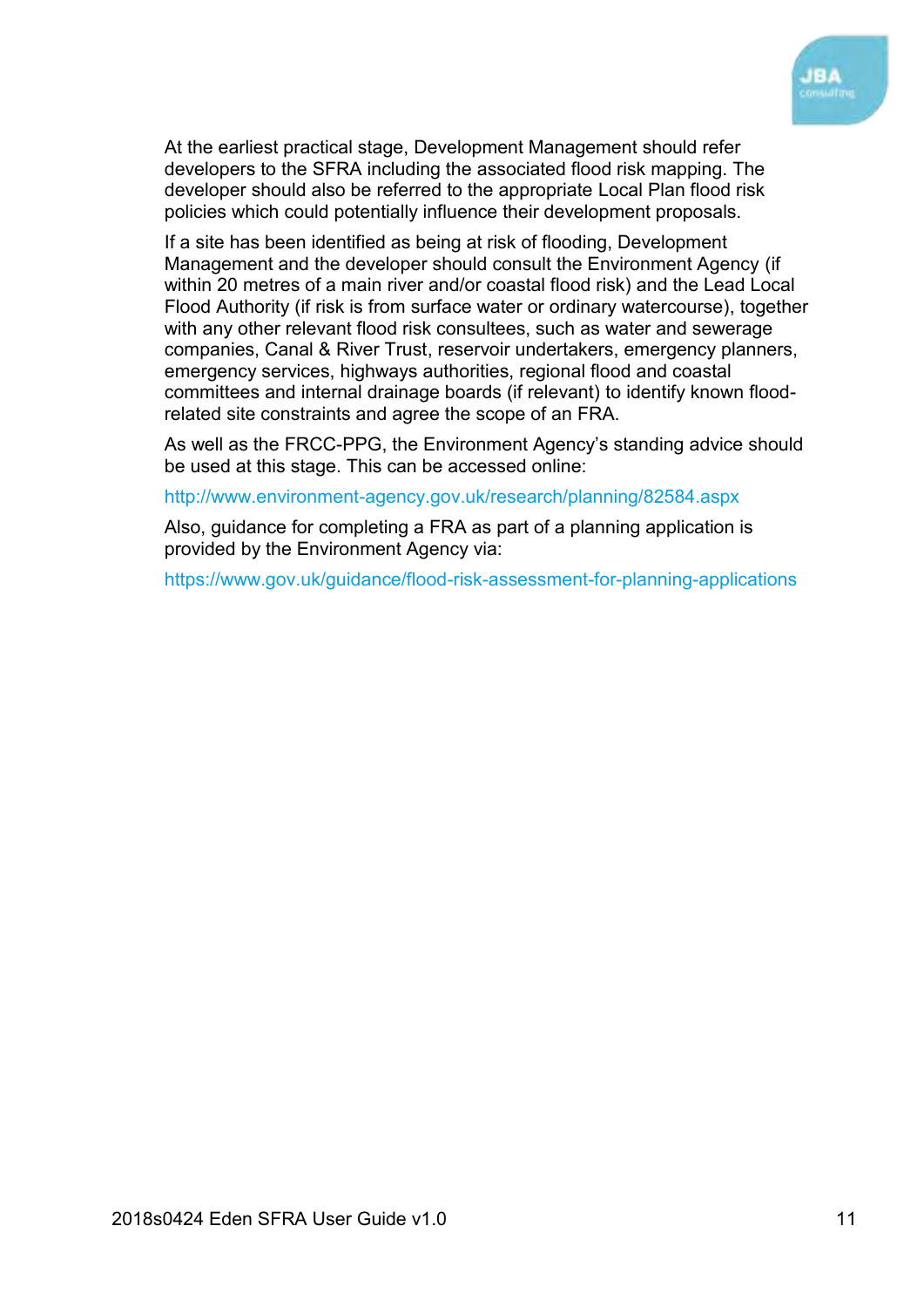At the earliest practical stage, Development Management should refer developers to the SFRA including the associated flood risk mapping. The developer should also be referred to the appropriate Local Plan flood risk policies which could potentially influence their development proposals.

If a site has been identified as being at risk of flooding, Development Management and the developer should consult the Environment Agency (if within 20 metres of a main river and/or coastal flood risk) and the Lead Local Flood Authority (if risk is from surface water or ordinary watercourse), together with any other relevant flood risk consultees, such as water and sewerage companies, Canal & River Trust, reservoir undertakers, emergency planners, emergency services, highways authorities, regional flood and coastal committees and internal drainage boards (if relevant) to identify known flood-related site constraints and agree the scope of an FRA.

As well as the FRCC-PPG, the Environment Agency's standing advice should be used at this stage. This can be accessed online:

http://www.environment-agency.gov.uk/research/planning/82584.aspx

Also, guidance for completing a FRA as part of a planning application is provided by the Environment Agency via:

https://www.gov.uk/guidance/flood-risk-assessment-for-planning-applications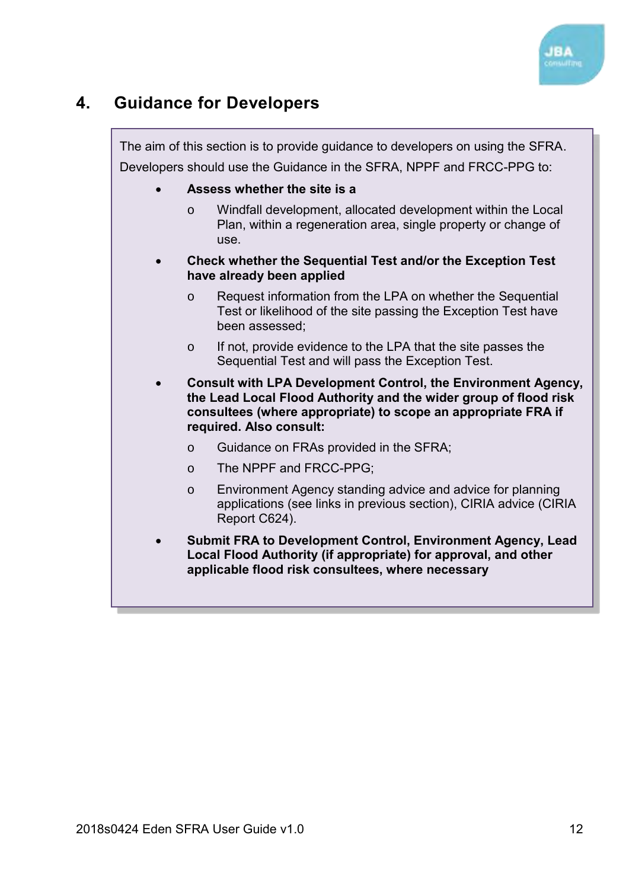# 4. Guidance for Developers

The aim of this section is to provide guidance to developers on using the SFRA.

Developers should use the Guidance in the SFRA, NPPF and FRCC-PPG to:

- **Assess whether the site is a**
    - Windfall development, allocated development within the Local Plan, within a regeneration area, single property or change of use.
- **Check whether the Sequential Test and/or the Exception Test have already been applied**
    - Request information from the LPA on whether the Sequential Test or likelihood of the site passing the Exception Test have been assessed;
    - If not, provide evidence to the LPA that the site passes the Sequential Test and will pass the Exception Test.
- **Consult with LPA Development Control, the Environment Agency, the Lead Local Flood Authority and the wider group of flood risk consultees (where appropriate) to scope an appropriate FRA if required. Also consult:**
    - Guidance on FRAs provided in the SFRA;
    - The NPPF and FRCC-PPG;
    - Environment Agency standing advice and advice for planning applications (see links in previous section), CIRIA advice (CIRIA Report C624).
- **Submit FRA to Development Control, Environment Agency, Lead Local Flood Authority (if appropriate) for approval, and other applicable flood risk consultees, where necessary**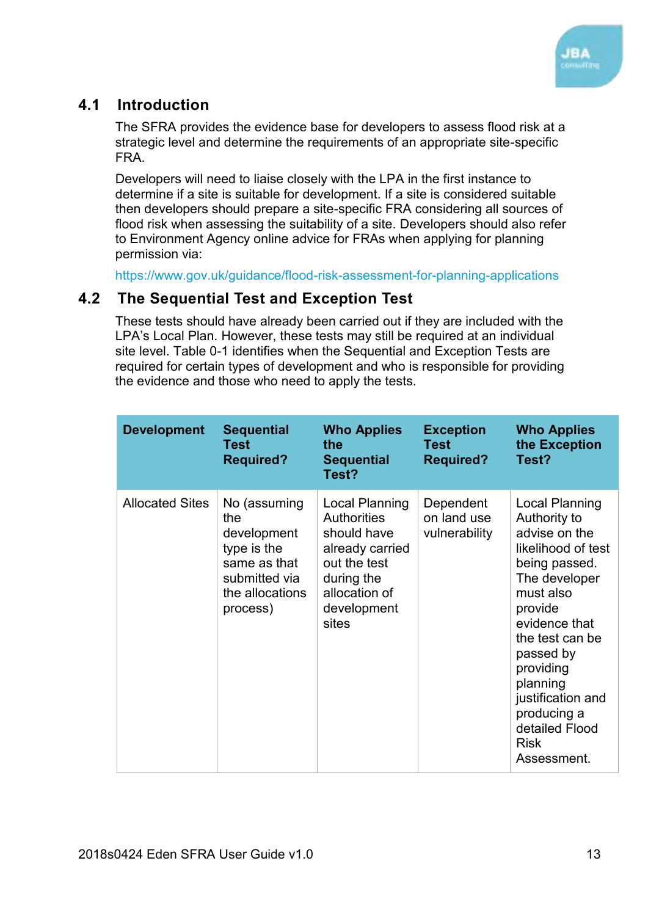## 4.1 Introduction

The SFRA provides the evidence base for developers to assess flood risk at a strategic level and determine the requirements of an appropriate site-specific FRA.

Developers will need to liaise closely with the LPA in the first instance to determine if a site is suitable for development. If a site is considered suitable then developers should prepare a site-specific FRA considering all sources of flood risk when assessing the suitability of a site. Developers should also refer to Environment Agency online advice for FRAs when applying for planning permission via:

https://www.gov.uk/guidance/flood-risk-assessment-for-planning-applications

## 4.2 The Sequential Test and Exception Test

These tests should have already been carried out if they are included with the LPA's Local Plan. However, these tests may still be required at an individual site level. Table 0-1 identifies when the Sequential and Exception Tests are required for certain types of development and who is responsible for providing the evidence and those who need to apply the tests.

| Development | Sequential Test Required? | Who Applies the Sequential Test? | Exception Test Required? | Who Applies the Exception Test? |
|---|---|---|---|---|
| Allocated Sites | No (assuming the development type is the same as that submitted via the allocations process) | Local Planning Authorities should have already carried out the test during the allocation of development sites | Dependent on land use vulnerability | Local Planning Authority to advise on the likelihood of test being passed. The developer must also provide evidence that the test can be passed by providing planning justification and producing a detailed Flood Risk Assessment. |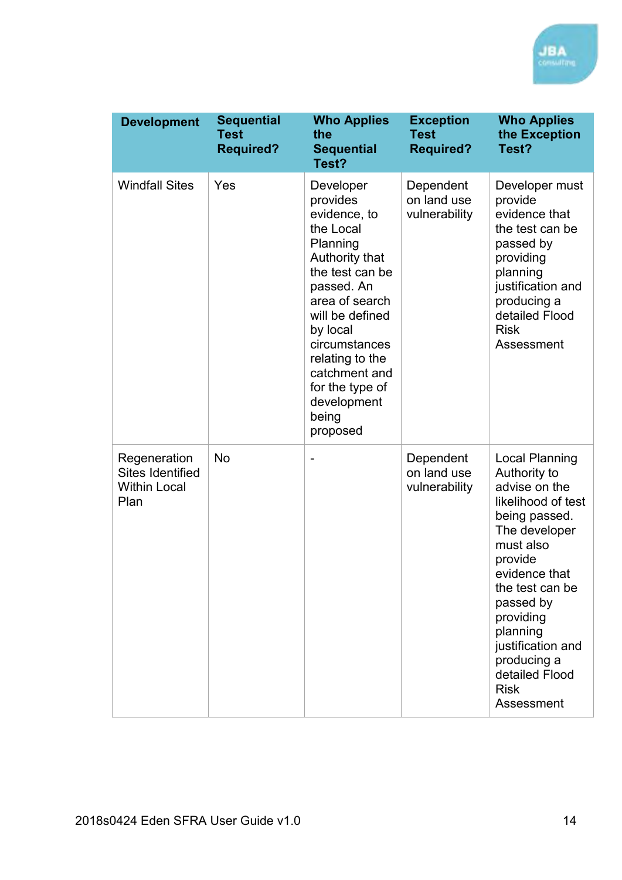| Development | Sequential Test Required? | Who Applies the Sequential Test? | Exception Test Required? | Who Applies the Exception Test? |
|---|---|---|---|---|
| Windfall Sites | Yes | Developer provides evidence, to the Local Planning Authority that the test can be passed. An area of search will be defined by local circumstances relating to the catchment and for the type of development being proposed | Dependent on land use vulnerability | Developer must provide evidence that the test can be passed by providing planning justification and producing a detailed Flood Risk Assessment |
| Regeneration Sites Identified Within Local Plan | No | - | Dependent on land use vulnerability | Local Planning Authority to advise on the likelihood of test being passed. The developer must also provide evidence that the test can be passed by providing planning justification and producing a detailed Flood Risk Assessment |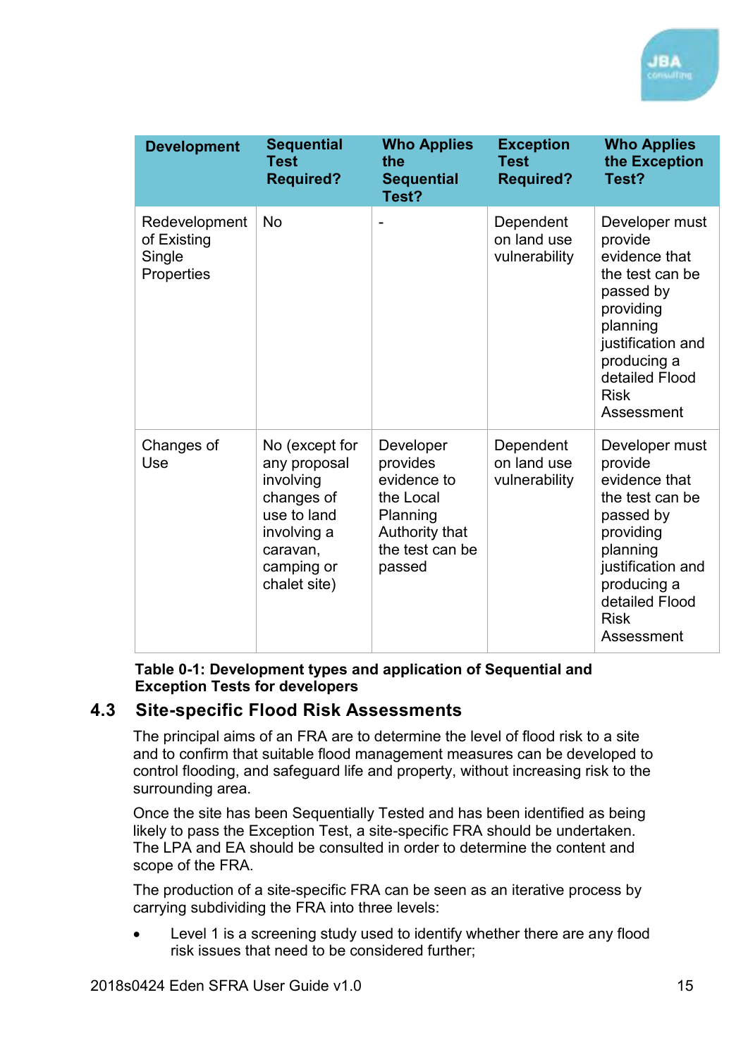| Development | Sequential Test Required? | Who Applies the Sequential Test? | Exception Test Required? | Who Applies the Exception Test? |
| --- | --- | --- | --- | --- |
| Redevelopment of Existing Single Properties | No | - | Dependent on land use vulnerability | Developer must provide evidence that the test can be passed by providing planning justification and producing a detailed Flood Risk Assessment |
| Changes of Use | No (except for any proposal involving changes of use to land involving a caravan, camping or chalet site) | Developer provides evidence to the Local Planning Authority that the test can be passed | Dependent on land use vulnerability | Developer must provide evidence that the test can be passed by providing planning justification and producing a detailed Flood Risk Assessment |

**Table 0-1: Development types and application of Sequential and Exception Tests for developers**

## 4.3 Site-specific Flood Risk Assessments

The principal aims of an FRA are to determine the level of flood risk to a site and to confirm that suitable flood management measures can be developed to control flooding, and safeguard life and property, without increasing risk to the surrounding area.

Once the site has been Sequentially Tested and has been identified as being likely to pass the Exception Test, a site-specific FRA should be undertaken. The LPA and EA should be consulted in order to determine the content and scope of the FRA.

The production of a site-specific FRA can be seen as an iterative process by carrying subdividing the FRA into three levels:

- Level 1 is a screening study used to identify whether there are any flood risk issues that need to be considered further;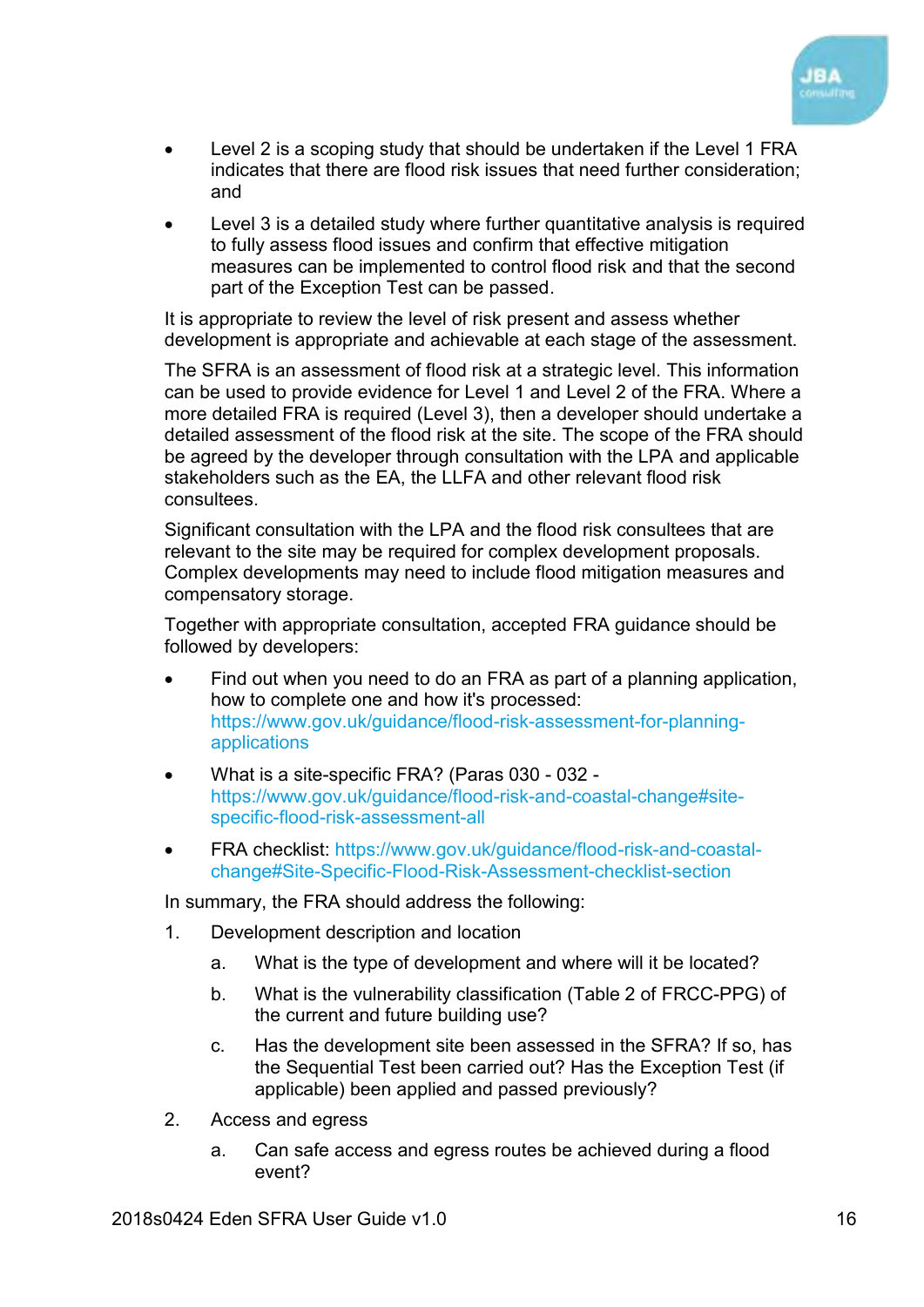- Level 2 is a scoping study that should be undertaken if the Level 1 FRA indicates that there are flood risk issues that need further consideration; and
- Level 3 is a detailed study where further quantitative analysis is required to fully assess flood issues and confirm that effective mitigation measures can be implemented to control flood risk and that the second part of the Exception Test can be passed.

It is appropriate to review the level of risk present and assess whether development is appropriate and achievable at each stage of the assessment.

The SFRA is an assessment of flood risk at a strategic level. This information can be used to provide evidence for Level 1 and Level 2 of the FRA. Where a more detailed FRA is required (Level 3), then a developer should undertake a detailed assessment of the flood risk at the site. The scope of the FRA should be agreed by the developer through consultation with the LPA and applicable stakeholders such as the EA, the LLFA and other relevant flood risk consultees.

Significant consultation with the LPA and the flood risk consultees that are relevant to the site may be required for complex development proposals. Complex developments may need to include flood mitigation measures and compensatory storage.

Together with appropriate consultation, accepted FRA guidance should be followed by developers:

- Find out when you need to do an FRA as part of a planning application, how to complete one and how it's processed: https://www.gov.uk/guidance/flood-risk-assessment-for-planning-applications
- What is a site-specific FRA? (Paras 030 - 032 - https://www.gov.uk/guidance/flood-risk-and-coastal-change#site-specific-flood-risk-assessment-all
- FRA checklist: https://www.gov.uk/guidance/flood-risk-and-coastal-change#Site-Specific-Flood-Risk-Assessment-checklist-section

In summary, the FRA should address the following:

1. Development description and location
    a. What is the type of development and where will it be located?
    b. What is the vulnerability classification (Table 2 of FRCC-PPG) of the current and future building use?
    c. Has the development site been assessed in the SFRA? If so, has the Sequential Test been carried out? Has the Exception Test (if applicable) been applied and passed previously?
2. Access and egress
    a. Can safe access and egress routes be achieved during a flood event?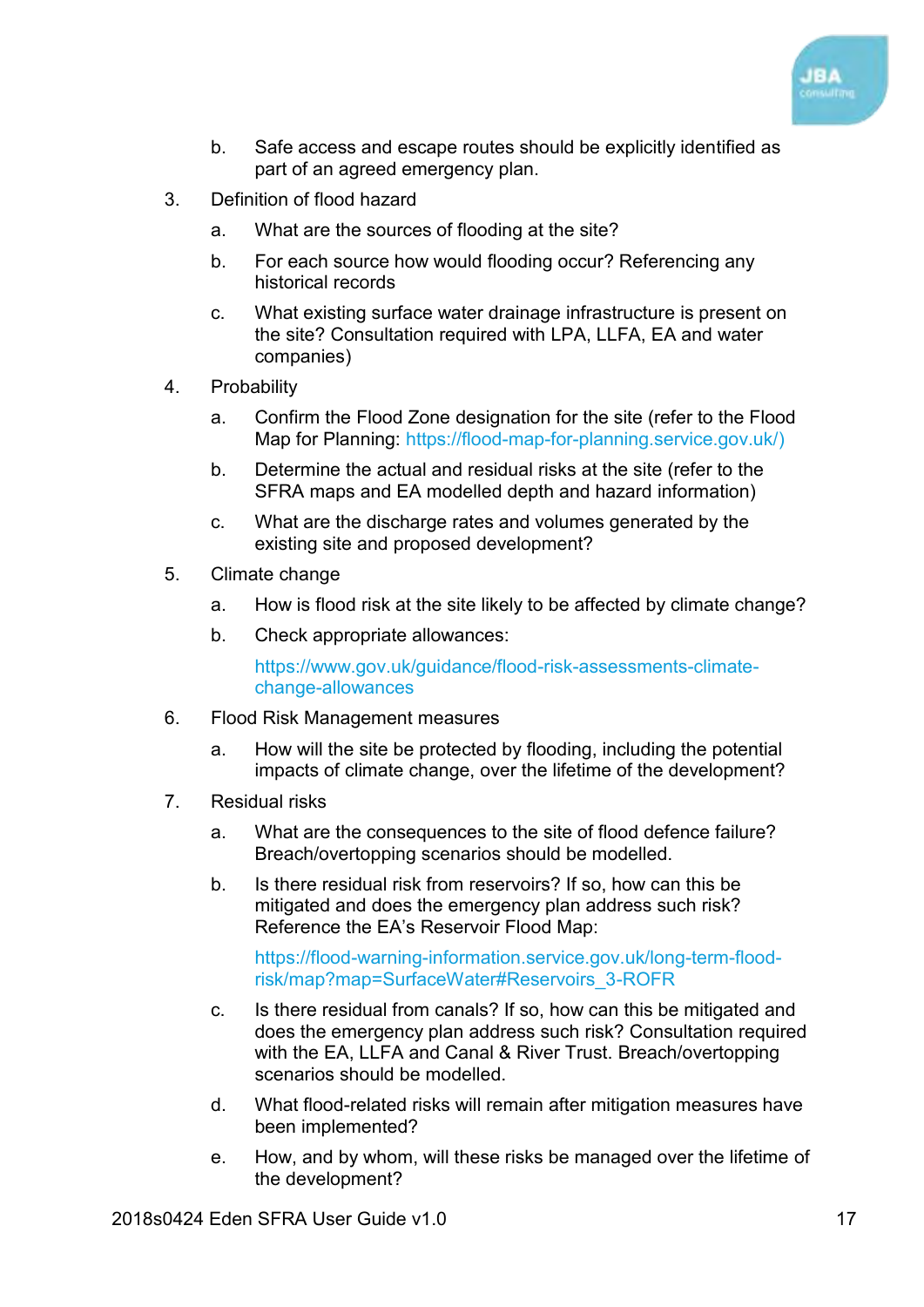b. Safe access and escape routes should be explicitly identified as part of an agreed emergency plan.

3. Definition of flood hazard
   a. What are the sources of flooding at the site?
   b. For each source how would flooding occur? Referencing any historical records
   c. What existing surface water drainage infrastructure is present on the site? Consultation required with LPA, LLFA, EA and water companies)

4. Probability
   a. Confirm the Flood Zone designation for the site (refer to the Flood Map for Planning: https://flood-map-for-planning.service.gov.uk/)
   b. Determine the actual and residual risks at the site (refer to the SFRA maps and EA modelled depth and hazard information)
   c. What are the discharge rates and volumes generated by the existing site and proposed development?

5. Climate change
   a. How is flood risk at the site likely to be affected by climate change?
   b. Check appropriate allowances:

      https://www.gov.uk/guidance/flood-risk-assessments-climate-change-allowances

6. Flood Risk Management measures
   a. How will the site be protected by flooding, including the potential impacts of climate change, over the lifetime of the development?

7. Residual risks
   a. What are the consequences to the site of flood defence failure? Breach/overtopping scenarios should be modelled.
   b. Is there residual risk from reservoirs? If so, how can this be mitigated and does the emergency plan address such risk? Reference the EA's Reservoir Flood Map:

      https://flood-warning-information.service.gov.uk/long-term-flood-risk/map?map=SurfaceWater#Reservoirs_3-ROFR

   c. Is there residual from canals? If so, how can this be mitigated and does the emergency plan address such risk? Consultation required with the EA, LLFA and Canal & River Trust. Breach/overtopping scenarios should be modelled.
   d. What flood-related risks will remain after mitigation measures have been implemented?
   e. How, and by whom, will these risks be managed over the lifetime of the development?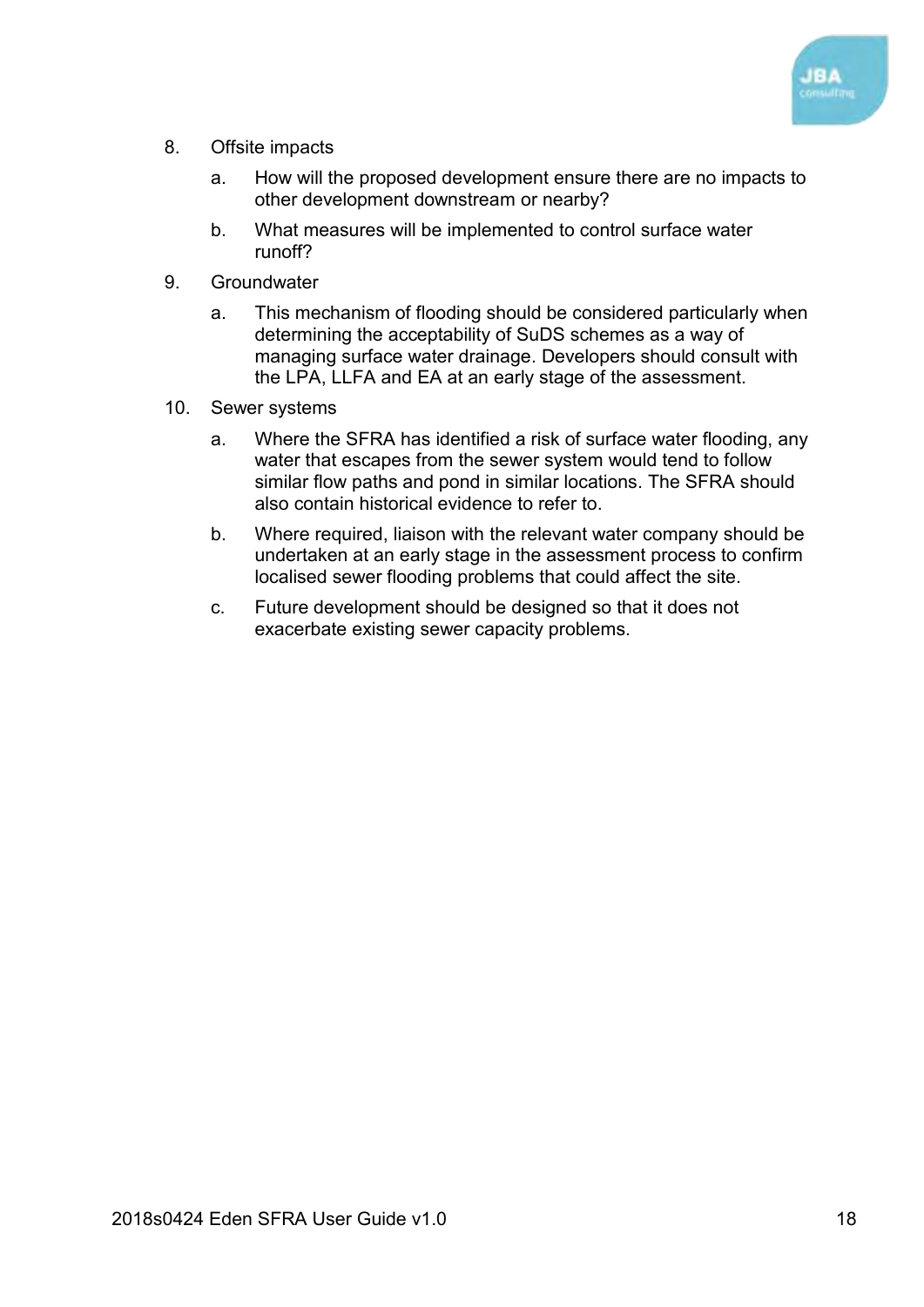8. Offsite impacts

   a. How will the proposed development ensure there are no impacts to other development downstream or nearby?

   b. What measures will be implemented to control surface water runoff?

9. Groundwater

   a. This mechanism of flooding should be considered particularly when determining the acceptability of SuDS schemes as a way of managing surface water drainage. Developers should consult with the LPA, LLFA and EA at an early stage of the assessment.

10. Sewer systems

    a. Where the SFRA has identified a risk of surface water flooding, any water that escapes from the sewer system would tend to follow similar flow paths and pond in similar locations. The SFRA should also contain historical evidence to refer to.

    b. Where required, liaison with the relevant water company should be undertaken at an early stage in the assessment process to confirm localised sewer flooding problems that could affect the site.

    c. Future development should be designed so that it does not exacerbate existing sewer capacity problems.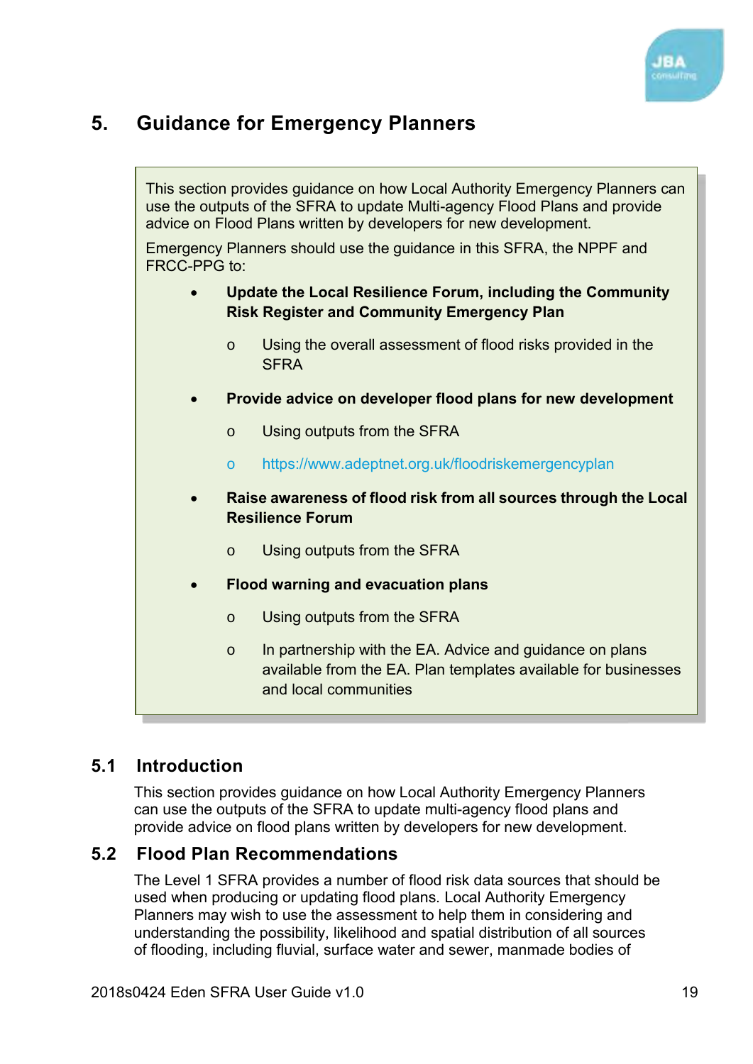# 5. Guidance for Emergency Planners

> This section provides guidance on how Local Authority Emergency Planners can use the outputs of the SFRA to update Multi-agency Flood Plans and provide advice on Flood Plans written by developers for new development.
>
> Emergency Planners should use the guidance in this SFRA, the NPPF and FRCC-PPG to:
>
> - **Update the Local Resilience Forum, including the Community Risk Register and Community Emergency Plan**
>   - Using the overall assessment of flood risks provided in the SFRA
> - **Provide advice on developer flood plans for new development**
>   - Using outputs from the SFRA
>   - https://www.adeptnet.org.uk/floodriskemergencyplan
> - **Raise awareness of flood risk from all sources through the Local Resilience Forum**
>   - Using outputs from the SFRA
> - **Flood warning and evacuation plans**
>   - Using outputs from the SFRA
>   - In partnership with the EA. Advice and guidance on plans available from the EA. Plan templates available for businesses and local communities

## 5.1 Introduction

This section provides guidance on how Local Authority Emergency Planners can use the outputs of the SFRA to update multi-agency flood plans and provide advice on flood plans written by developers for new development.

## 5.2 Flood Plan Recommendations

The Level 1 SFRA provides a number of flood risk data sources that should be used when producing or updating flood plans. Local Authority Emergency Planners may wish to use the assessment to help them in considering and understanding the possibility, likelihood and spatial distribution of all sources of flooding, including fluvial, surface water and sewer, manmade bodies of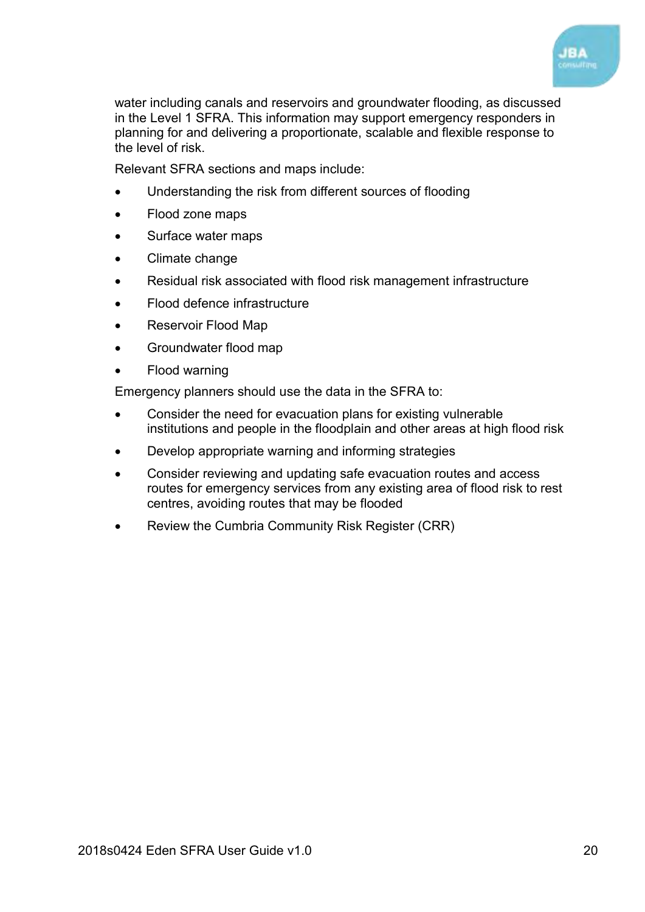water including canals and reservoirs and groundwater flooding, as discussed in the Level 1 SFRA. This information may support emergency responders in planning for and delivering a proportionate, scalable and flexible response to the level of risk.

Relevant SFRA sections and maps include:

- Understanding the risk from different sources of flooding
- Flood zone maps
- Surface water maps
- Climate change
- Residual risk associated with flood risk management infrastructure
- Flood defence infrastructure
- Reservoir Flood Map
- Groundwater flood map
- Flood warning

Emergency planners should use the data in the SFRA to:

- Consider the need for evacuation plans for existing vulnerable institutions and people in the floodplain and other areas at high flood risk
- Develop appropriate warning and informing strategies
- Consider reviewing and updating safe evacuation routes and access routes for emergency services from any existing area of flood risk to rest centres, avoiding routes that may be flooded
- Review the Cumbria Community Risk Register (CRR)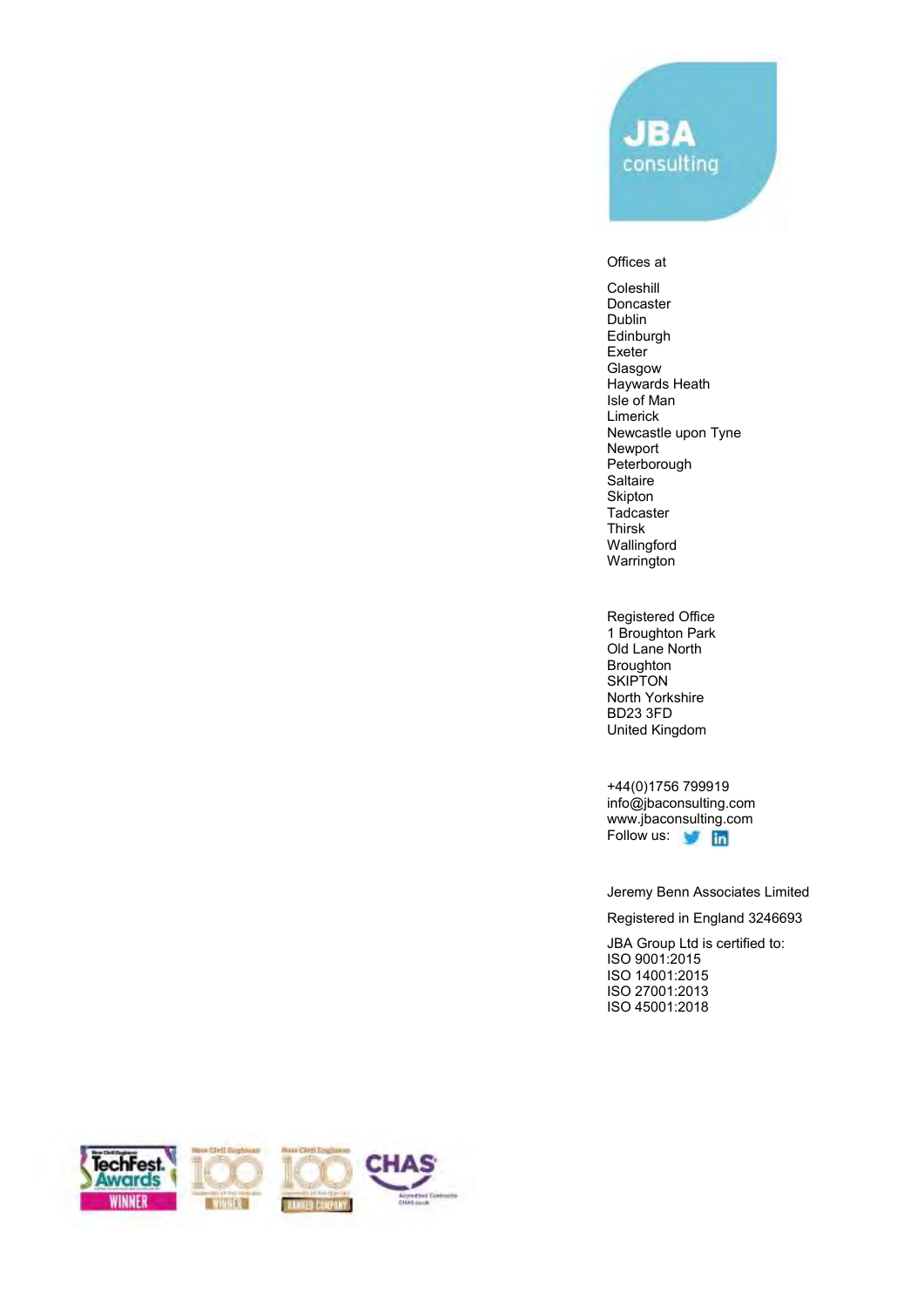JBA consulting

Offices at

Coleshill
Doncaster
Dublin
Edinburgh
Exeter
Glasgow
Haywards Heath
Isle of Man
Limerick
Newcastle upon Tyne
Newport
Peterborough
Saltaire
Skipton
Tadcaster
Thirsk
Wallingford
Warrington

Registered Office
1 Broughton Park
Old Lane North
Broughton
SKIPTON
North Yorkshire
BD23 3FD
United Kingdom

+44(0)1756 799919
info@jbaconsulting.com
www.jbaconsulting.com
Follow us:

Jeremy Benn Associates Limited

Registered in England 3246693

JBA Group Ltd is certified to:
ISO 9001:2015
ISO 14001:2015
ISO 27001:2013
ISO 45001:2018